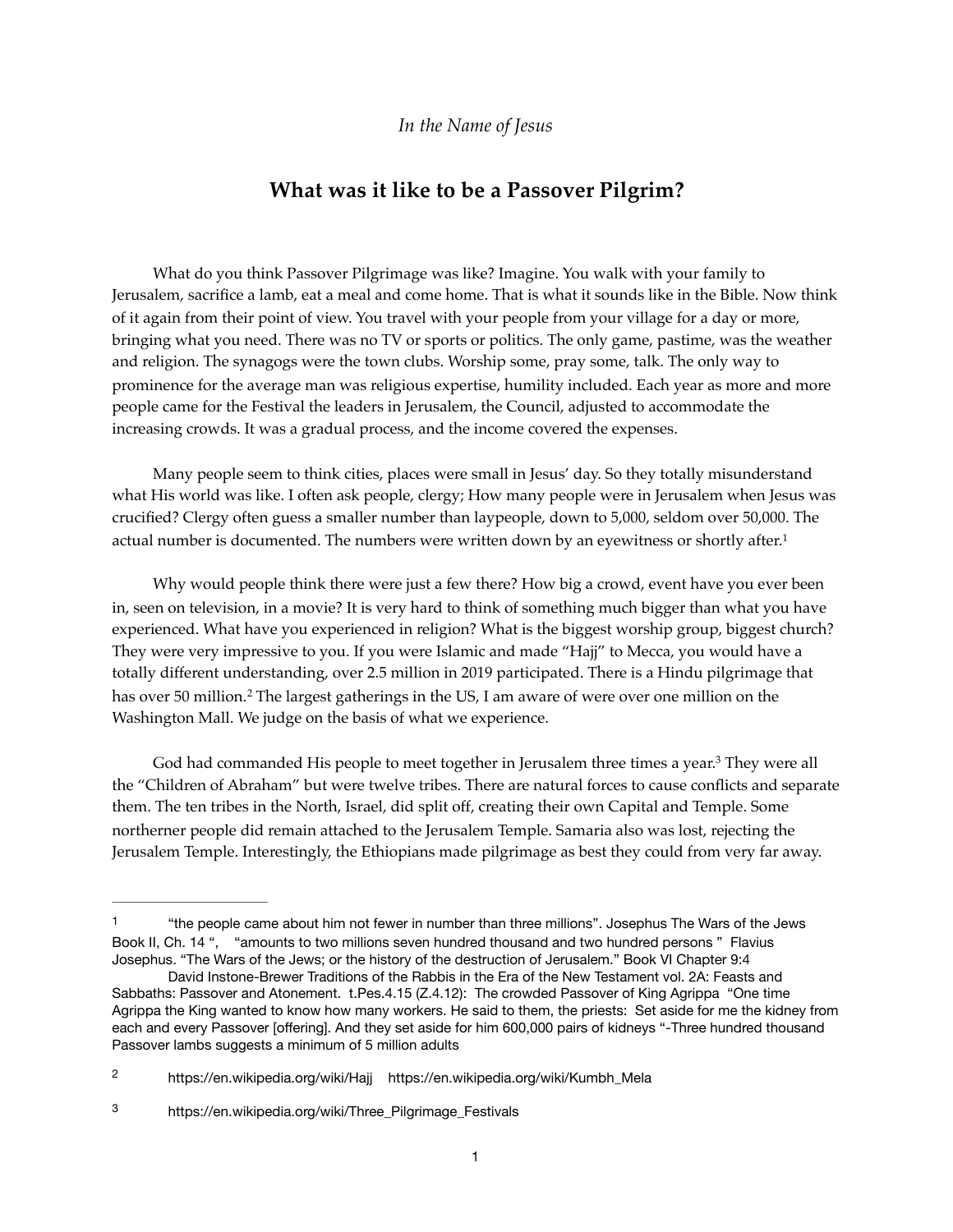*In the Name of Jesus*

# What was it like to be a Passover Pilgrim?

What do you think Passover Pilgrimage was like? Imagine. You walk with your family to Jerusalem, sacrifice a lamb, eat a meal and come home. That is what it sounds like in the Bible. Now think of it again from their point of view. You travel with your people from your village for a day or more, bringing what you need. There was no TV or sports or politics. The only game, pastime, was the weather and religion. The synagogs were the town clubs. Worship some, pray some, talk. The only way to prominence for the average man was religious expertise, humility included. Each year as more and more people came for the Festival the leaders in Jerusalem, the Council, adjusted to accommodate the increasing crowds. It was a gradual process, and the income covered the expenses.

Many people seem to think cities, places were small in Jesus' day. So they totally misunderstand what His world was like. I often ask people, clergy; How many people were in Jerusalem when Jesus was crucified? Clergy often guess a smaller number than laypeople, down to 5,000, seldom over 50,000. The actual number is documented. The numbers were written down by an eyewitness or shortly after.[1]

Why would people think there were just a few there? How big a crowd, event have you ever been in, seen on television, in a movie? It is very hard to think of something much bigger than what you have experienced. What have you experienced in religion? What is the biggest worship group, biggest church? They were very impressive to you. If you were Islamic and made "Hajj" to Mecca, you would have a totally different understanding, over 2.5 million in 2019 participated. There is a Hindu pilgrimage that has over 50 million.[2] The largest gatherings in the US, I am aware of were over one million on the Washington Mall. We judge on the basis of what we experience.

God had commanded His people to meet together in Jerusalem three times a year.[3] They were all the "Children of Abraham" but were twelve tribes. There are natural forces to cause conflicts and separate them. The ten tribes in the North, Israel, did split off, creating their own Capital and Temple. Some northerner people did remain attached to the Jerusalem Temple. Samaria also was lost, rejecting the Jerusalem Temple. Interestingly, the Ethiopians made pilgrimage as best they could from very far away.

---

[1] "the people came about him not fewer in number than three millions". Josephus The Wars of the Jews Book II, Ch. 14 ", "amounts to two millions seven hundred thousand and two hundred persons " Flavius Josephus. "The Wars of the Jews; or the history of the destruction of Jerusalem." Book VI Chapter 9:4

David Instone-Brewer Traditions of the Rabbis in the Era of the New Testament vol. 2A: Feasts and Sabbaths: Passover and Atonement. t.Pes.4.15 (Z.4.12): The crowded Passover of King Agrippa "One time Agrippa the King wanted to know how many workers. He said to them, the priests: Set aside for me the kidney from each and every Passover [offering]. And they set aside for him 600,000 pairs of kidneys "-Three hundred thousand Passover lambs suggests a minimum of 5 million adults

[2] https://en.wikipedia.org/wiki/Hajj https://en.wikipedia.org/wiki/Kumbh_Mela

[3] https://en.wikipedia.org/wiki/Three_Pilgrimage_Festivals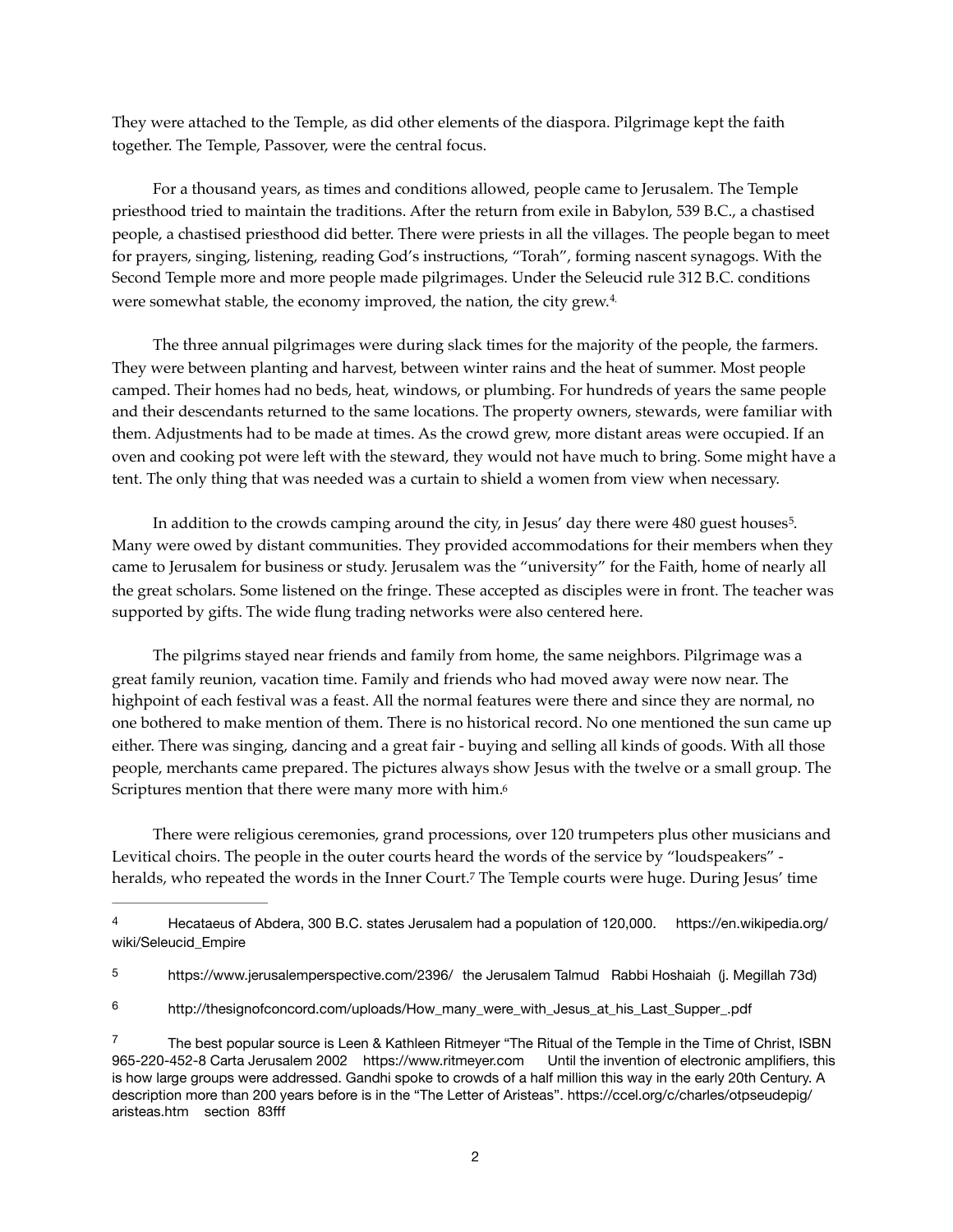They were attached to the Temple, as did other elements of the diaspora. Pilgrimage kept the faith together. The Temple, Passover, were the central focus.

For a thousand years, as times and conditions allowed, people came to Jerusalem. The Temple priesthood tried to maintain the traditions. After the return from exile in Babylon, 539 B.C., a chastised people, a chastised priesthood did better. There were priests in all the villages. The people began to meet for prayers, singing, listening, reading God's instructions, "Torah", forming nascent synagogs. With the Second Temple more and more people made pilgrimages. Under the Seleucid rule 312 B.C. conditions were somewhat stable, the economy improved, the nation, the city grew.[4.]

The three annual pilgrimages were during slack times for the majority of the people, the farmers. They were between planting and harvest, between winter rains and the heat of summer. Most people camped. Their homes had no beds, heat, windows, or plumbing. For hundreds of years the same people and their descendants returned to the same locations. The property owners, stewards, were familiar with them. Adjustments had to be made at times. As the crowd grew, more distant areas were occupied. If an oven and cooking pot were left with the steward, they would not have much to bring. Some might have a tent. The only thing that was needed was a curtain to shield a women from view when necessary.

In addition to the crowds camping around the city, in Jesus' day there were 480 guest houses[5]. Many were owed by distant communities. They provided accommodations for their members when they came to Jerusalem for business or study. Jerusalem was the "university" for the Faith, home of nearly all the great scholars. Some listened on the fringe. These accepted as disciples were in front. The teacher was supported by gifts. The wide flung trading networks were also centered here.

The pilgrims stayed near friends and family from home, the same neighbors. Pilgrimage was a great family reunion, vacation time. Family and friends who had moved away were now near. The highpoint of each festival was a feast. All the normal features were there and since they are normal, no one bothered to make mention of them. There is no historical record. No one mentioned the sun came up either. There was singing, dancing and a great fair - buying and selling all kinds of goods. With all those people, merchants came prepared. The pictures always show Jesus with the twelve or a small group. The Scriptures mention that there were many more with him.[6]

There were religious ceremonies, grand processions, over 120 trumpeters plus other musicians and Levitical choirs. The people in the outer courts heard the words of the service by "loudspeakers" - heralds, who repeated the words in the Inner Court.[7] The Temple courts were huge. During Jesus' time

---

[4] Hecataeus of Abdera, 300 B.C. states Jerusalem had a population of 120,000. https://en.wikipedia.org/wiki/Seleucid_Empire

[5] https://www.jerusalemperspective.com/2396/ the Jerusalem Talmud Rabbi Hoshaiah (j. Megillah 73d)

[6] http://thesignofconcord.com/uploads/How_many_were_with_Jesus_at_his_Last_Supper_.pdf

[7] The best popular source is Leen & Kathleen Ritmeyer "The Ritual of the Temple in the Time of Christ, ISBN 965-220-452-8 Carta Jerusalem 2002 https://www.ritmeyer.com Until the invention of electronic amplifiers, this is how large groups were addressed. Gandhi spoke to crowds of a half million this way in the early 20th Century. A description more than 200 years before is in the "The Letter of Aristeas". https://ccel.org/c/charles/otpseudepig/aristeas.htm section 83fff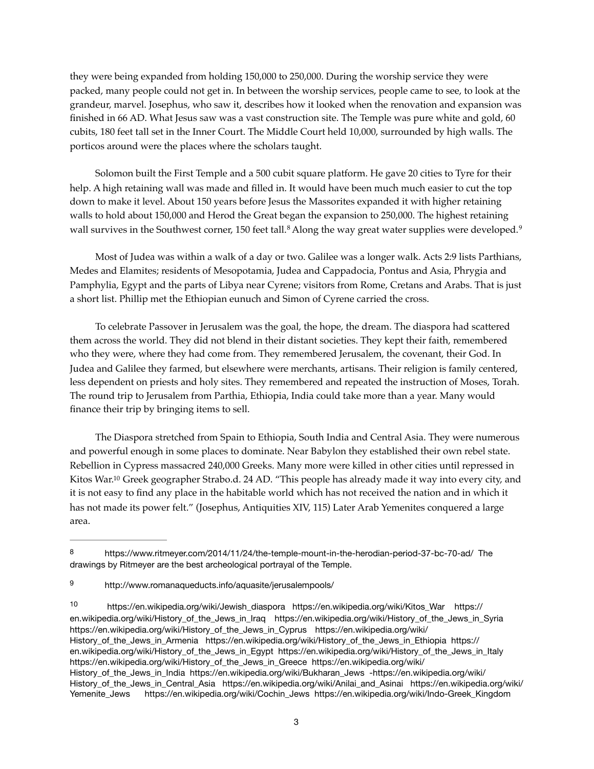they were being expanded from holding 150,000 to 250,000. During the worship service they were packed, many people could not get in. In between the worship services, people came to see, to look at the grandeur, marvel. Josephus, who saw it, describes how it looked when the renovation and expansion was finished in 66 AD. What Jesus saw was a vast construction site. The Temple was pure white and gold, 60 cubits, 180 feet tall set in the Inner Court. The Middle Court held 10,000, surrounded by high walls. The porticos around were the places where the scholars taught.

Solomon built the First Temple and a 500 cubit square platform. He gave 20 cities to Tyre for their help. A high retaining wall was made and filled in. It would have been much much easier to cut the top down to make it level. About 150 years before Jesus the Massorites expanded it with higher retaining walls to hold about 150,000 and Herod the Great began the expansion to 250,000. The highest retaining wall survives in the Southwest corner, 150 feet tall.[8] Along the way great water supplies were developed.[9]

Most of Judea was within a walk of a day or two. Galilee was a longer walk. Acts 2:9 lists Parthians, Medes and Elamites; residents of Mesopotamia, Judea and Cappadocia, Pontus and Asia, Phrygia and Pamphylia, Egypt and the parts of Libya near Cyrene; visitors from Rome, Cretans and Arabs. That is just a short list. Phillip met the Ethiopian eunuch and Simon of Cyrene carried the cross.

To celebrate Passover in Jerusalem was the goal, the hope, the dream. The diaspora had scattered them across the world. They did not blend in their distant societies. They kept their faith, remembered who they were, where they had come from. They remembered Jerusalem, the covenant, their God. In Judea and Galilee they farmed, but elsewhere were merchants, artisans. Their religion is family centered, less dependent on priests and holy sites. They remembered and repeated the instruction of Moses, Torah. The round trip to Jerusalem from Parthia, Ethiopia, India could take more than a year. Many would finance their trip by bringing items to sell.

The Diaspora stretched from Spain to Ethiopia, South India and Central Asia. They were numerous and powerful enough in some places to dominate. Near Babylon they established their own rebel state. Rebellion in Cypress massacred 240,000 Greeks. Many more were killed in other cities until repressed in Kitos War.[10] Greek geographer Strabo.d. 24 AD. "This people has already made it way into every city, and it is not easy to find any place in the habitable world which has not received the nation and in which it has not made its power felt." (Josephus, Antiquities XIV, 115) Later Arab Yemenites conquered a large area.

---

[8] https://www.ritmeyer.com/2014/11/24/the-temple-mount-in-the-herodian-period-37-bc-70-ad/ The drawings by Ritmeyer are the best archeological portrayal of the Temple.

[9] http://www.romanaqueducts.info/aquasite/jerusalempools/

[10] https://en.wikipedia.org/wiki/Jewish_diaspora https://en.wikipedia.org/wiki/Kitos_War https://en.wikipedia.org/wiki/History_of_the_Jews_in_Iraq https://en.wikipedia.org/wiki/History_of_the_Jews_in_Syria https://en.wikipedia.org/wiki/History_of_the_Jews_in_Cyprus https://en.wikipedia.org/wiki/History_of_the_Jews_in_Armenia https://en.wikipedia.org/wiki/History_of_the_Jews_in_Ethiopia https://en.wikipedia.org/wiki/History_of_the_Jews_in_Egypt https://en.wikipedia.org/wiki/History_of_the_Jews_in_Italy https://en.wikipedia.org/wiki/History_of_the_Jews_in_Greece https://en.wikipedia.org/wiki/History_of_the_Jews_in_India https://en.wikipedia.org/wiki/Bukharan_Jews -https://en.wikipedia.org/wiki/History_of_the_Jews_in_Central_Asia https://en.wikipedia.org/wiki/Anilai_and_Asinai https://en.wikipedia.org/wiki/Yemenite_Jews https://en.wikipedia.org/wiki/Cochin_Jews https://en.wikipedia.org/wiki/Indo-Greek_Kingdom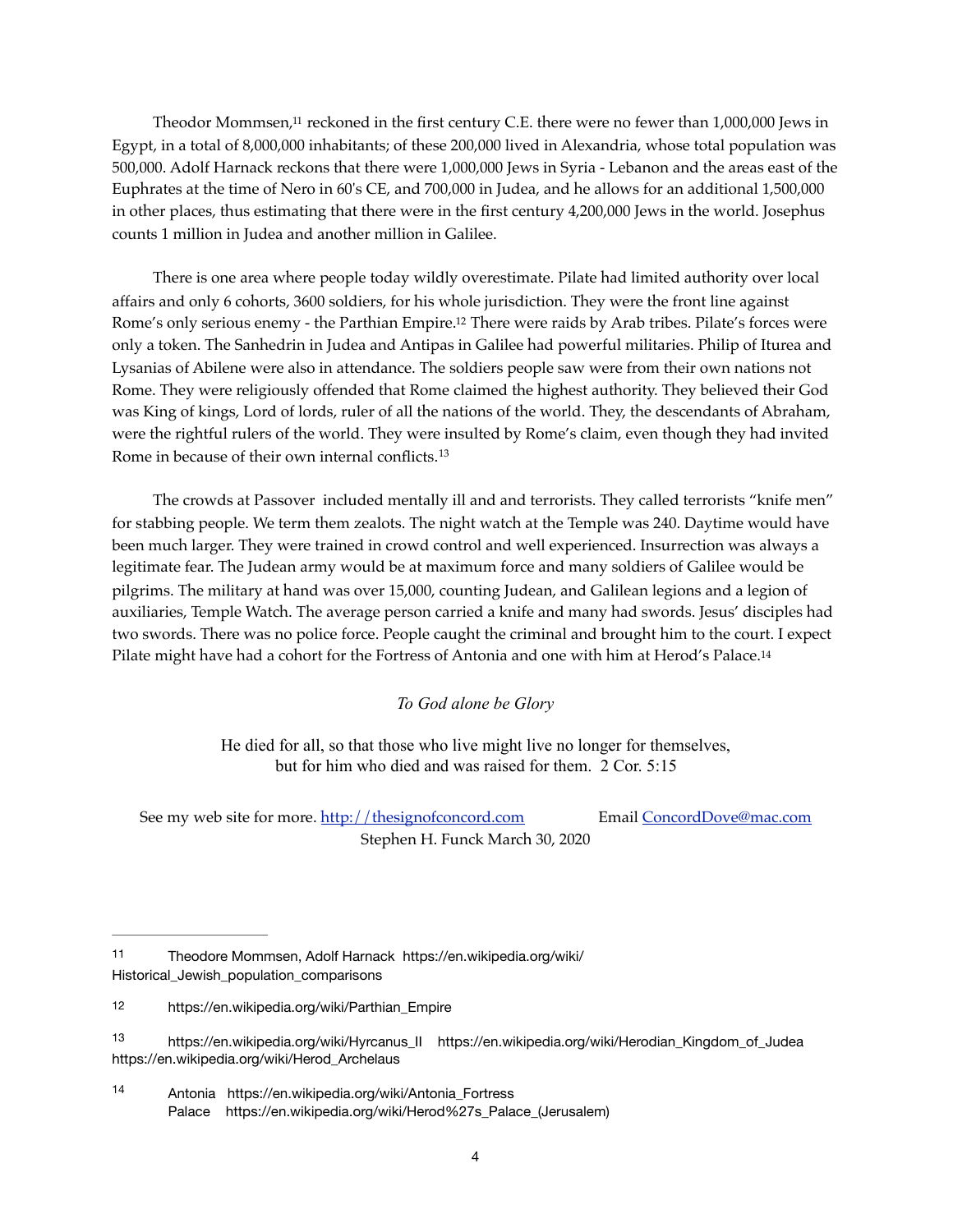Theodor Mommsen,[11] reckoned in the first century C.E. there were no fewer than 1,000,000 Jews in Egypt, in a total of 8,000,000 inhabitants; of these 200,000 lived in Alexandria, whose total population was 500,000. Adolf Harnack reckons that there were 1,000,000 Jews in Syria - Lebanon and the areas east of the Euphrates at the time of Nero in 60's CE, and 700,000 in Judea, and he allows for an additional 1,500,000 in other places, thus estimating that there were in the first century 4,200,000 Jews in the world. Josephus counts 1 million in Judea and another million in Galilee.

There is one area where people today wildly overestimate. Pilate had limited authority over local affairs and only 6 cohorts, 3600 soldiers, for his whole jurisdiction. They were the front line against Rome's only serious enemy - the Parthian Empire.[12] There were raids by Arab tribes. Pilate's forces were only a token. The Sanhedrin in Judea and Antipas in Galilee had powerful militaries. Philip of Iturea and Lysanias of Abilene were also in attendance. The soldiers people saw were from their own nations not Rome. They were religiously offended that Rome claimed the highest authority. They believed their God was King of kings, Lord of lords, ruler of all the nations of the world. They, the descendants of Abraham, were the rightful rulers of the world. They were insulted by Rome's claim, even though they had invited Rome in because of their own internal conflicts.[13]

The crowds at Passover included mentally ill and and terrorists. They called terrorists "knife men" for stabbing people. We term them zealots. The night watch at the Temple was 240. Daytime would have been much larger. They were trained in crowd control and well experienced. Insurrection was always a legitimate fear. The Judean army would be at maximum force and many soldiers of Galilee would be pilgrims. The military at hand was over 15,000, counting Judean, and Galilean legions and a legion of auxiliaries, Temple Watch. The average person carried a knife and many had swords. Jesus' disciples had two swords. There was no police force. People caught the criminal and brought him to the court. I expect Pilate might have had a cohort for the Fortress of Antonia and one with him at Herod's Palace.[14]

*To God alone be Glory*

He died for all, so that those who live might live no longer for themselves, but for him who died and was raised for them. 2 Cor. 5:15

See my web site for more. [http://thesignofconcord.com](http://thesignofconcord.com) Email [ConcordDove@mac.com](mailto:ConcordDove@mac.com)
Stephen H. Funck March 30, 2020

---

[11] Theodore Mommsen, Adolf Harnack https://en.wikipedia.org/wiki/Historical_Jewish_population_comparisons

[12] https://en.wikipedia.org/wiki/Parthian_Empire

[13] https://en.wikipedia.org/wiki/Hyrcanus_II https://en.wikipedia.org/wiki/Herodian_Kingdom_of_Judea https://en.wikipedia.org/wiki/Herod_Archelaus

[14] Antonia https://en.wikipedia.org/wiki/Antonia_Fortress
Palace https://en.wikipedia.org/wiki/Herod%27s_Palace_(Jerusalem)